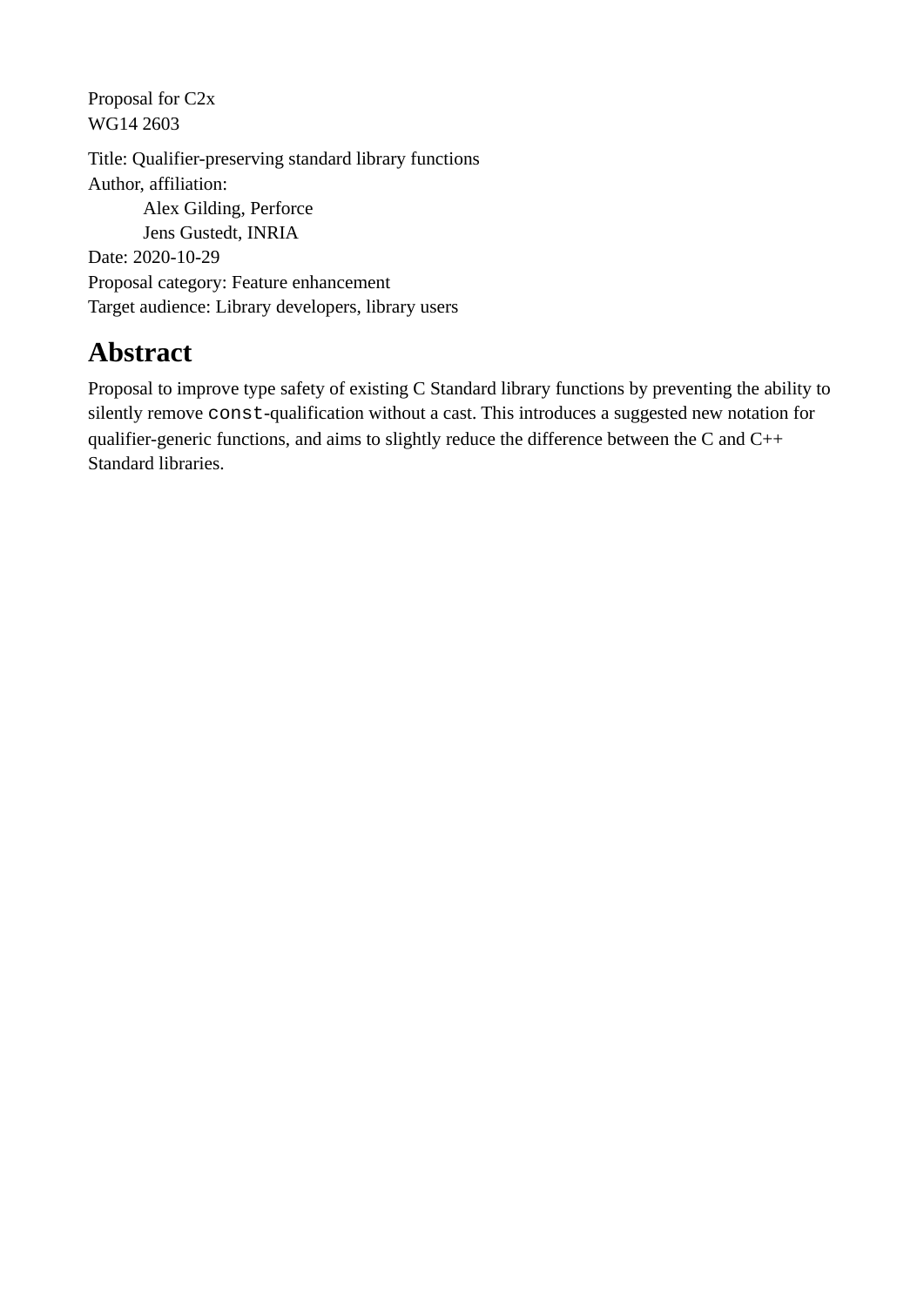Proposal for C2x
WG14 2603

Title: Qualifier-preserving standard library functions
Author, affiliation:

  Alex Gilding, Perforce
  Jens Gustedt, INRIA

Date: 2020-10-29
Proposal category: Feature enhancement
Target audience: Library developers, library users

# Abstract

Proposal to improve type safety of existing C Standard library functions by preventing the ability to silently remove `const`-qualification without a cast. This introduces a suggested new notation for qualifier-generic functions, and aims to slightly reduce the difference between the C and C++ Standard libraries.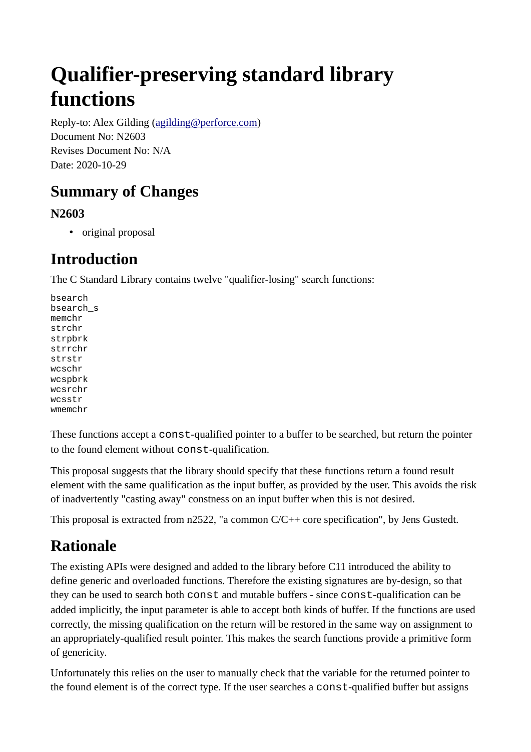# Qualifier-preserving standard library functions

Reply-to: Alex Gilding (agilding@perforce.com)
Document No: N2603
Revises Document No: N/A
Date: 2020-10-29

## Summary of Changes

### N2603

- original proposal

## Introduction

The C Standard Library contains twelve "qualifier-losing" search functions:

```
bsearch
bsearch_s
memchr
strchr
strpbrk
strrchr
strstr
wcschr
wcspbrk
wcsrchr
wcsstr
wmemchr
```

These functions accept a `const`-qualified pointer to a buffer to be searched, but return the pointer to the found element without `const`-qualification.

This proposal suggests that the library should specify that these functions return a found result element with the same qualification as the input buffer, as provided by the user. This avoids the risk of inadvertently "casting away" constness on an input buffer when this is not desired.

This proposal is extracted from n2522, "a common C/C++ core specification", by Jens Gustedt.

## Rationale

The existing APIs were designed and added to the library before C11 introduced the ability to define generic and overloaded functions. Therefore the existing signatures are by-design, so that they can be used to search both `const` and mutable buffers - since `const`-qualification can be added implicitly, the input parameter is able to accept both kinds of buffer. If the functions are used correctly, the missing qualification on the return will be restored in the same way on assignment to an appropriately-qualified result pointer. This makes the search functions provide a primitive form of genericity.

Unfortunately this relies on the user to manually check that the variable for the returned pointer to the found element is of the correct type. If the user searches a `const`-qualified buffer but assigns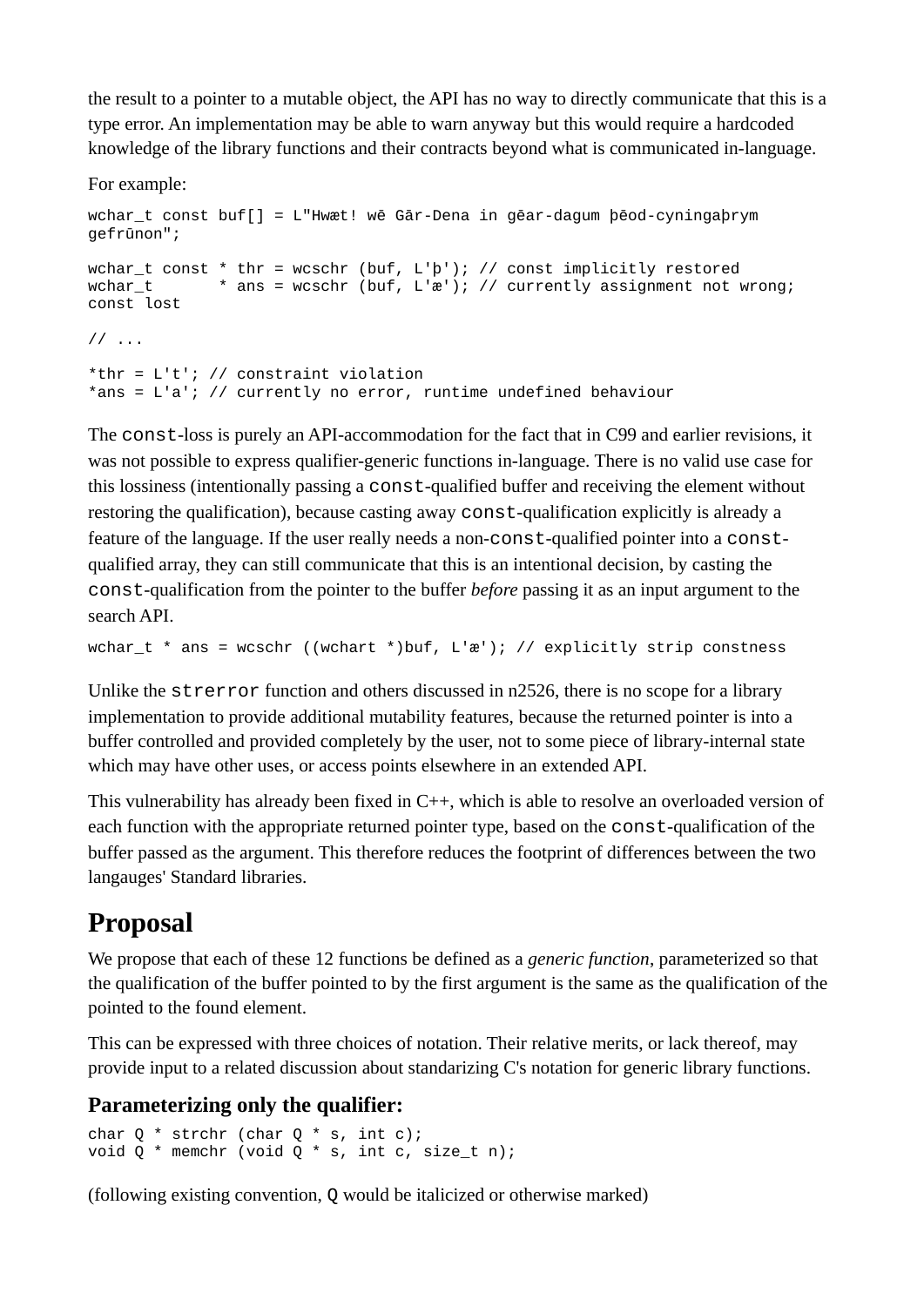the result to a pointer to a mutable object, the API has no way to directly communicate that this is a type error. An implementation may be able to warn anyway but this would require a hardcoded knowledge of the library functions and their contracts beyond what is communicated in-language.

For example:

```
wchar_t const buf[] = L"Hwæt! wē Gār-Dena in gēar-dagum þēod-cyningaþrym
gefrūnon";

wchar_t const * thr = wcschr (buf, L'þ'); // const implicitly restored
wchar_t       * ans = wcschr (buf, L'æ'); // currently assignment not wrong;
const lost

// ...

*thr = L't'; // constraint violation
*ans = L'a'; // currently no error, runtime undefined behaviour
```

The `const`-loss is purely an API-accommodation for the fact that in C99 and earlier revisions, it was not possible to express qualifier-generic functions in-language. There is no valid use case for this lossiness (intentionally passing a `const`-qualified buffer and receiving the element without restoring the qualification), because casting away `const`-qualification explicitly is already a feature of the language. If the user really needs a non-`const`-qualified pointer into a `const`-qualified array, they can still communicate that this is an intentional decision, by casting the `const`-qualification from the pointer to the buffer *before* passing it as an input argument to the search API.

```
wchar_t * ans = wcschr ((wchart *)buf, L'æ'); // explicitly strip constness
```

Unlike the `strerror` function and others discussed in n2526, there is no scope for a library implementation to provide additional mutability features, because the returned pointer is into a buffer controlled and provided completely by the user, not to some piece of library-internal state which may have other uses, or access points elsewhere in an extended API.

This vulnerability has already been fixed in C++, which is able to resolve an overloaded version of each function with the appropriate returned pointer type, based on the `const`-qualification of the buffer passed as the argument. This therefore reduces the footprint of differences between the two langauges' Standard libraries.

# Proposal

We propose that each of these 12 functions be defined as a *generic function*, parameterized so that the qualification of the buffer pointed to by the first argument is the same as the qualification of the pointed to the found element.

This can be expressed with three choices of notation. Their relative merits, or lack thereof, may provide input to a related discussion about standarizing C's notation for generic library functions.

### Parameterizing only the qualifier:

```
char Q * strchr (char Q * s, int c);
void Q * memchr (void Q * s, int c, size_t n);
```

(following existing convention, `Q` would be italicized or otherwise marked)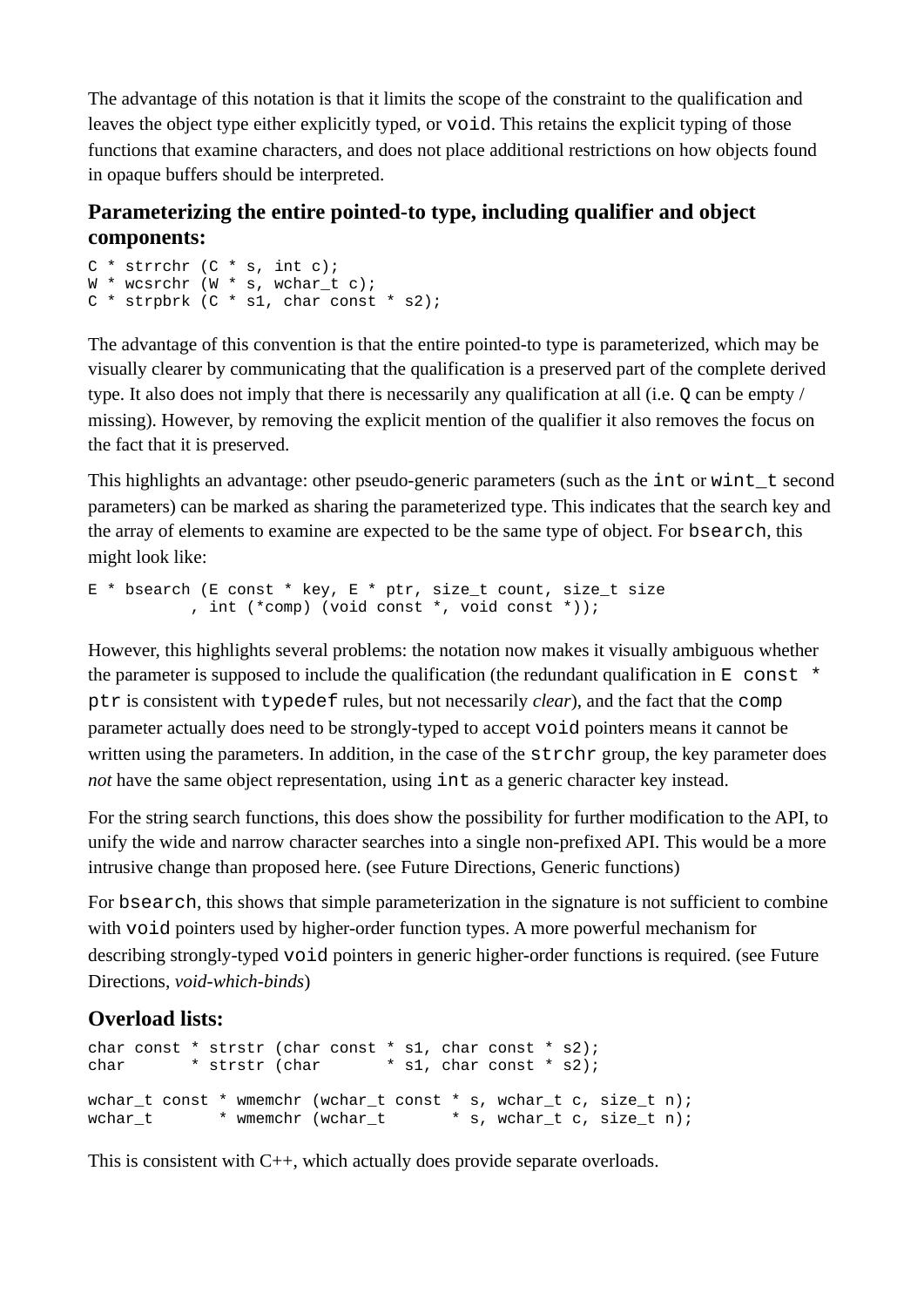The advantage of this notation is that it limits the scope of the constraint to the qualification and leaves the object type either explicitly typed, or `void`. This retains the explicit typing of those functions that examine characters, and does not place additional restrictions on how objects found in opaque buffers should be interpreted.

### Parameterizing the entire pointed-to type, including qualifier and object components:

```
C * strrchr (C * s, int c);
W * wcsrchr (W * s, wchar_t c);
C * strpbrk (C * s1, char const * s2);
```

The advantage of this convention is that the entire pointed-to type is parameterized, which may be visually clearer by communicating that the qualification is a preserved part of the complete derived type. It also does not imply that there is necessarily any qualification at all (i.e. `Q` can be empty / missing). However, by removing the explicit mention of the qualifier it also removes the focus on the fact that it is preserved.

This highlights an advantage: other pseudo-generic parameters (such as the `int` or `wint_t` second parameters) can be marked as sharing the parameterized type. This indicates that the search key and the array of elements to examine are expected to be the same type of object. For `bsearch`, this might look like:

```
E * bsearch (E const * key, E * ptr, size_t count, size_t size
           , int (*comp) (void const *, void const *));
```

However, this highlights several problems: the notation now makes it visually ambiguous whether the parameter is supposed to include the qualification (the redundant qualification in `E const * ptr` is consistent with `typedef` rules, but not necessarily *clear*), and the fact that the `comp` parameter actually does need to be strongly-typed to accept `void` pointers means it cannot be written using the parameters. In addition, in the case of the `strchr` group, the key parameter does *not* have the same object representation, using `int` as a generic character key instead.

For the string search functions, this does show the possibility for further modification to the API, to unify the wide and narrow character searches into a single non-prefixed API. This would be a more intrusive change than proposed here. (see Future Directions, Generic functions)

For `bsearch`, this shows that simple parameterization in the signature is not sufficient to combine with `void` pointers used by higher-order function types. A more powerful mechanism for describing strongly-typed `void` pointers in generic higher-order functions is required. (see Future Directions, *void-which-binds*)

### Overload lists:

```
char const * strstr (char const * s1, char const * s2);
char       * strstr (char       * s1, char const * s2);

wchar_t const * wmemchr (wchar_t const * s, wchar_t c, size_t n);
wchar_t       * wmemchr (wchar_t       * s, wchar_t c, size_t n);
```

This is consistent with C++, which actually does provide separate overloads.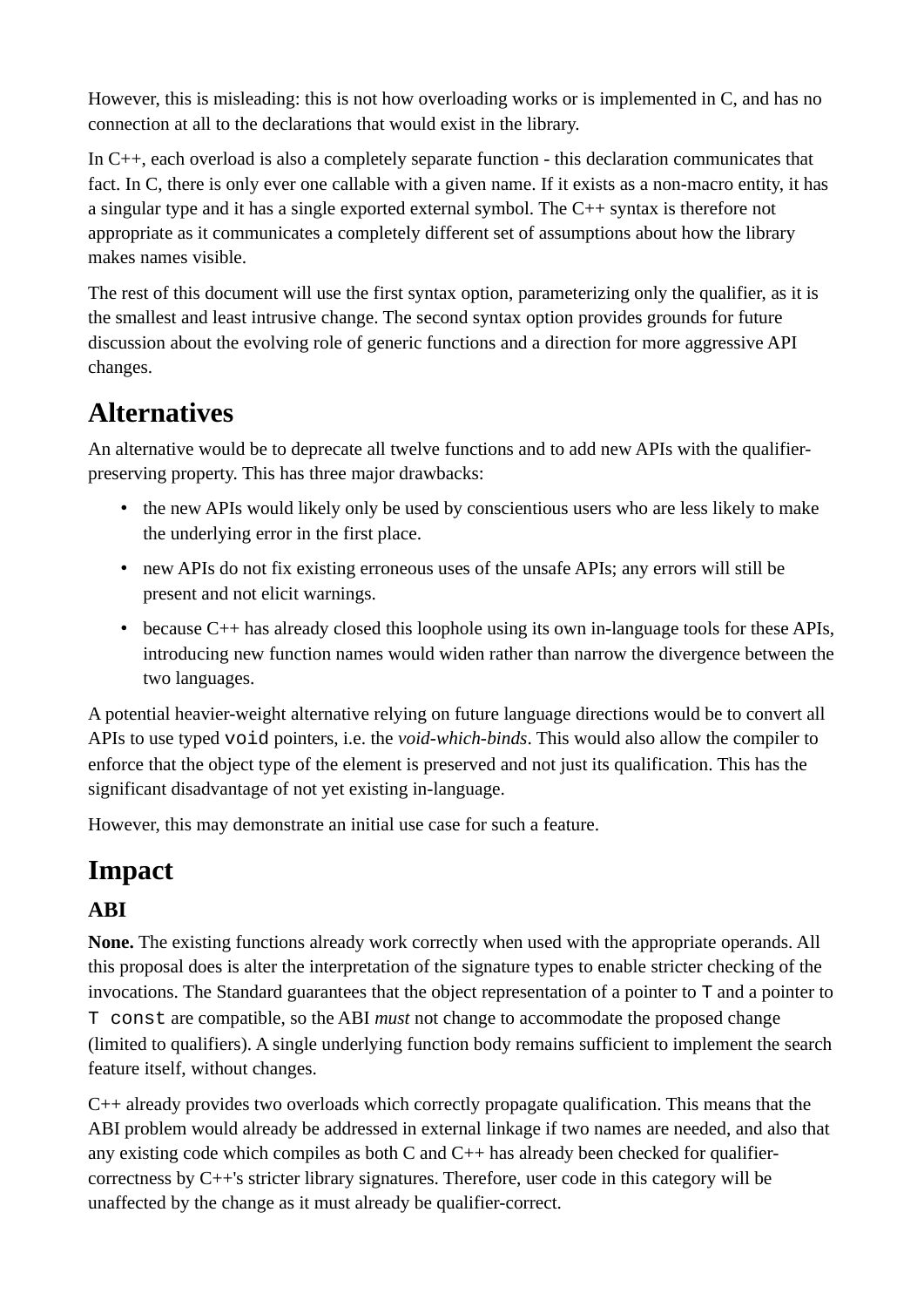However, this is misleading: this is not how overloading works or is implemented in C, and has no connection at all to the declarations that would exist in the library.

In C++, each overload is also a completely separate function - this declaration communicates that fact. In C, there is only ever one callable with a given name. If it exists as a non-macro entity, it has a singular type and it has a single exported external symbol. The C++ syntax is therefore not appropriate as it communicates a completely different set of assumptions about how the library makes names visible.

The rest of this document will use the first syntax option, parameterizing only the qualifier, as it is the smallest and least intrusive change. The second syntax option provides grounds for future discussion about the evolving role of generic functions and a direction for more aggressive API changes.

# Alternatives

An alternative would be to deprecate all twelve functions and to add new APIs with the qualifier-preserving property. This has three major drawbacks:

- the new APIs would likely only be used by conscientious users who are less likely to make the underlying error in the first place.
- new APIs do not fix existing erroneous uses of the unsafe APIs; any errors will still be present and not elicit warnings.
- because C++ has already closed this loophole using its own in-language tools for these APIs, introducing new function names would widen rather than narrow the divergence between the two languages.

A potential heavier-weight alternative relying on future language directions would be to convert all APIs to use typed `void` pointers, i.e. the *void-which-binds*. This would also allow the compiler to enforce that the object type of the element is preserved and not just its qualification. This has the significant disadvantage of not yet existing in-language.

However, this may demonstrate an initial use case for such a feature.

# Impact

## ABI

**None.** The existing functions already work correctly when used with the appropriate operands. All this proposal does is alter the interpretation of the signature types to enable stricter checking of the invocations. The Standard guarantees that the object representation of a pointer to `T` and a pointer to `T const` are compatible, so the ABI *must* not change to accommodate the proposed change (limited to qualifiers). A single underlying function body remains sufficient to implement the search feature itself, without changes.

C++ already provides two overloads which correctly propagate qualification. This means that the ABI problem would already be addressed in external linkage if two names are needed, and also that any existing code which compiles as both C and C++ has already been checked for qualifier-correctness by C++'s stricter library signatures. Therefore, user code in this category will be unaffected by the change as it must already be qualifier-correct.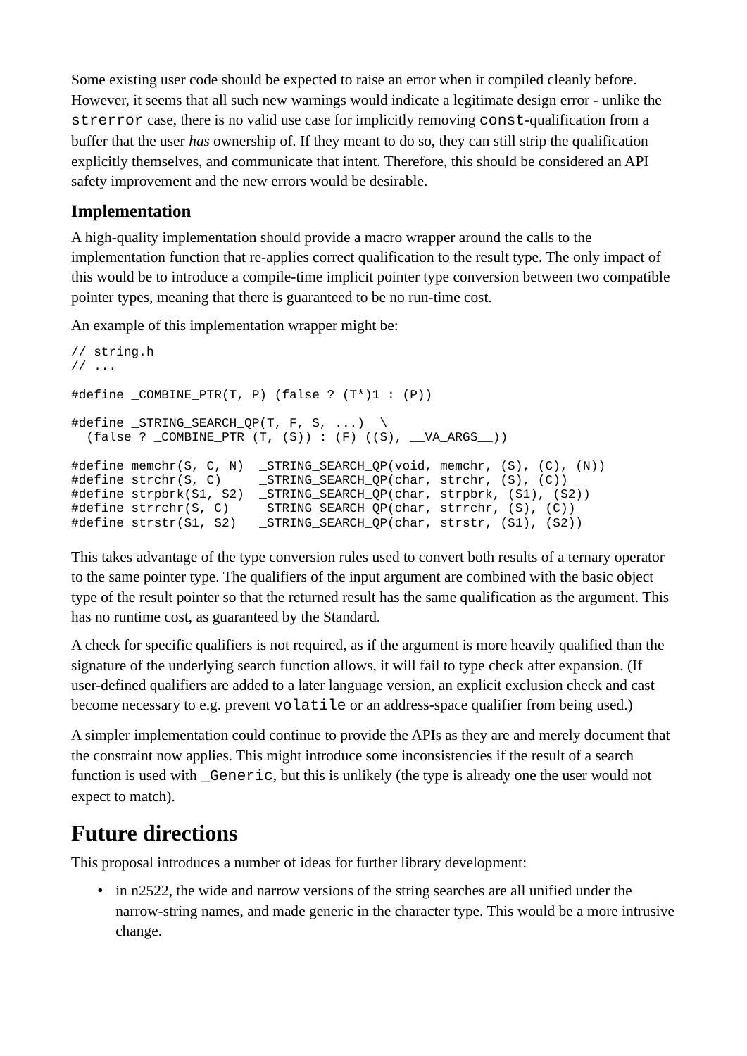Some existing user code should be expected to raise an error when it compiled cleanly before. However, it seems that all such new warnings would indicate a legitimate design error - unlike the `strerror` case, there is no valid use case for implicitly removing `const`-qualification from a buffer that the user *has* ownership of. If they meant to do so, they can still strip the qualification explicitly themselves, and communicate that intent. Therefore, this should be considered an API safety improvement and the new errors would be desirable.

### Implementation

A high-quality implementation should provide a macro wrapper around the calls to the implementation function that re-applies correct qualification to the result type. The only impact of this would be to introduce a compile-time implicit pointer type conversion between two compatible pointer types, meaning that there is guaranteed to be no run-time cost.

An example of this implementation wrapper might be:

```
// string.h
// ...

#define _COMBINE_PTR(T, P) (false ? (T*)1 : (P))

#define _STRING_SEARCH_QP(T, F, S, ...)  \
  (false ? _COMBINE_PTR (T, (S)) : (F) ((S), __VA_ARGS__))

#define memchr(S, C, N)  _STRING_SEARCH_QP(void, memchr, (S), (C), (N))
#define strchr(S, C)     _STRING_SEARCH_QP(char, strchr, (S), (C))
#define strpbrk(S1, S2)  _STRING_SEARCH_QP(char, strpbrk, (S1), (S2))
#define strrchr(S, C)    _STRING_SEARCH_QP(char, strrchr, (S), (C))
#define strstr(S1, S2)   _STRING_SEARCH_QP(char, strstr, (S1), (S2))
```

This takes advantage of the type conversion rules used to convert both results of a ternary operator to the same pointer type. The qualifiers of the input argument are combined with the basic object type of the result pointer so that the returned result has the same qualification as the argument. This has no runtime cost, as guaranteed by the Standard.

A check for specific qualifiers is not required, as if the argument is more heavily qualified than the signature of the underlying search function allows, it will fail to type check after expansion. (If user-defined qualifiers are added to a later language version, an explicit exclusion check and cast become necessary to e.g. prevent `volatile` or an address-space qualifier from being used.)

A simpler implementation could continue to provide the APIs as they are and merely document that the constraint now applies. This might introduce some inconsistencies if the result of a search function is used with `_Generic`, but this is unlikely (the type is already one the user would not expect to match).

## Future directions

This proposal introduces a number of ideas for further library development:

- in n2522, the wide and narrow versions of the string searches are all unified under the narrow-string names, and made generic in the character type. This would be a more intrusive change.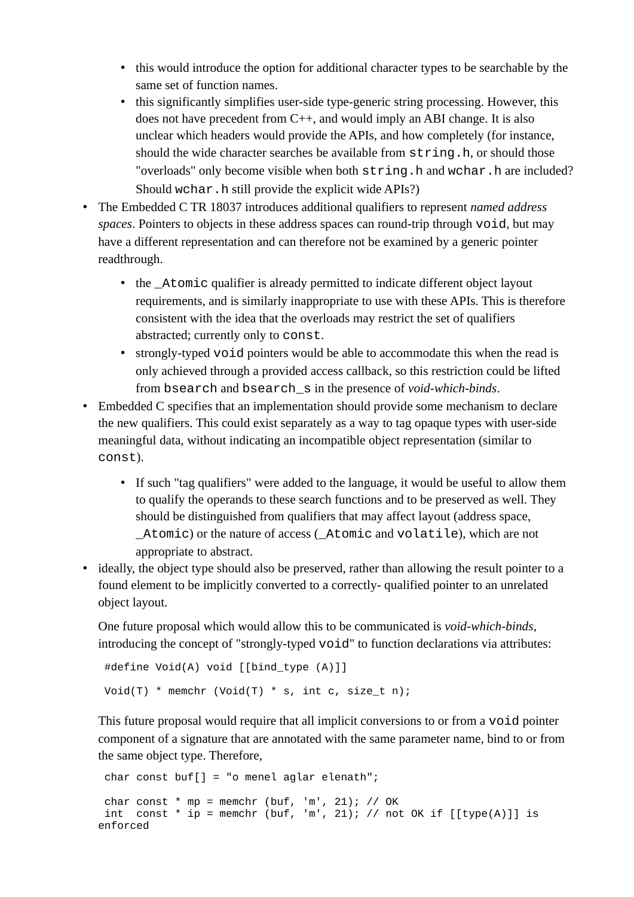- this would introduce the option for additional character types to be searchable by the same set of function names.
  - this significantly simplifies user-side type-generic string processing. However, this does not have precedent from C++, and would imply an ABI change. It is also unclear which headers would provide the APIs, and how completely (for instance, should the wide character searches be available from `string.h`, or should those "overloads" only become visible when both `string.h` and `wchar.h` are included? Should `wchar.h` still provide the explicit wide APIs?)
- The Embedded C TR 18037 introduces additional qualifiers to represent *named address spaces*. Pointers to objects in these address spaces can round-trip through `void`, but may have a different representation and can therefore not be examined by a generic pointer readthrough.
  - the `_Atomic` qualifier is already permitted to indicate different object layout requirements, and is similarly inappropriate to use with these APIs. This is therefore consistent with the idea that the overloads may restrict the set of qualifiers abstracted; currently only to `const`.
  - strongly-typed `void` pointers would be able to accommodate this when the read is only achieved through a provided access callback, so this restriction could be lifted from `bsearch` and `bsearch_s` in the presence of *void-which-binds*.
- Embedded C specifies that an implementation should provide some mechanism to declare the new qualifiers. This could exist separately as a way to tag opaque types with user-side meaningful data, without indicating an incompatible object representation (similar to `const`).
  - If such "tag qualifiers" were added to the language, it would be useful to allow them to qualify the operands to these search functions and to be preserved as well. They should be distinguished from qualifiers that may affect layout (address space, `_Atomic`) or the nature of access (`_Atomic` and `volatile`), which are not appropriate to abstract.
- ideally, the object type should also be preserved, rather than allowing the result pointer to a found element to be implicitly converted to a correctly- qualified pointer to an unrelated object layout.

  One future proposal which would allow this to be communicated is *void-which-binds*, introducing the concept of "strongly-typed `void`" to function declarations via attributes:

  ```
  #define Void(A) void [[bind_type (A)]]

  Void(T) * memchr (Void(T) * s, int c, size_t n);
  ```

  This future proposal would require that all implicit conversions to or from a `void` pointer component of a signature that are annotated with the same parameter name, bind to or from the same object type. Therefore,

  ```
  char const buf[] = "o menel aglar elenath";

  char const * mp = memchr (buf, 'm', 21); // OK
  int  const * ip = memchr (buf, 'm', 21); // not OK if [[type(A)]] is
  enforced
  ```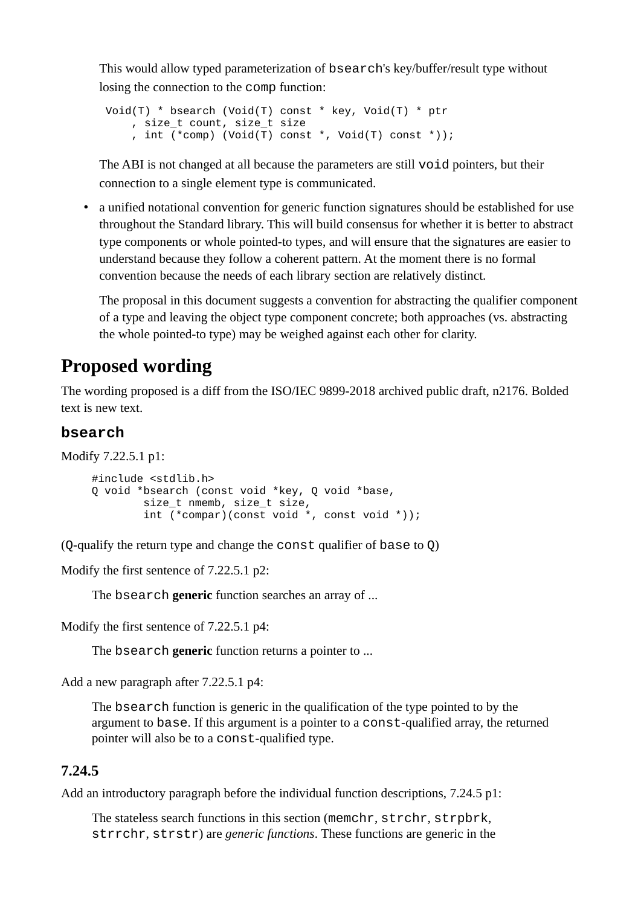This would allow typed parameterization of `bsearch`'s key/buffer/result type without losing the connection to the `comp` function:

```
Void(T) * bsearch (Void(T) const * key, Void(T) * ptr
     , size_t count, size_t size
     , int (*comp) (Void(T) const *, Void(T) const *));
```

The ABI is not changed at all because the parameters are still `void` pointers, but their connection to a single element type is communicated.

- a unified notational convention for generic function signatures should be established for use throughout the Standard library. This will build consensus for whether it is better to abstract type components or whole pointed-to types, and will ensure that the signatures are easier to understand because they follow a coherent pattern. At the moment there is no formal convention because the needs of each library section are relatively distinct.

  The proposal in this document suggests a convention for abstracting the qualifier component of a type and leaving the object type component concrete; both approaches (vs. abstracting the whole pointed-to type) may be weighed against each other for clarity.

# Proposed wording

The wording proposed is a diff from the ISO/IEC 9899-2018 archived public draft, n2176. Bolded text is new text.

## `bsearch`

Modify 7.22.5.1 p1:

```
#include <stdlib.h>
Q void *bsearch (const void *key, Q void *base,
        size_t nmemb, size_t size,
        int (*compar)(const void *, const void *));
```

(`Q`-qualify the return type and change the `const` qualifier of `base` to `Q`)

Modify the first sentence of 7.22.5.1 p2:

> The `bsearch` **generic** function searches an array of ...

Modify the first sentence of 7.22.5.1 p4:

> The `bsearch` **generic** function returns a pointer to ...

Add a new paragraph after 7.22.5.1 p4:

> The `bsearch` function is generic in the qualification of the type pointed to by the argument to `base`. If this argument is a pointer to a `const`-qualified array, the returned pointer will also be to a `const`-qualified type.

## 7.24.5

Add an introductory paragraph before the individual function descriptions, 7.24.5 p1:

> The stateless search functions in this section (`memchr`, `strchr`, `strpbrk`, `strrchr`, `strstr`) are *generic functions*. These functions are generic in the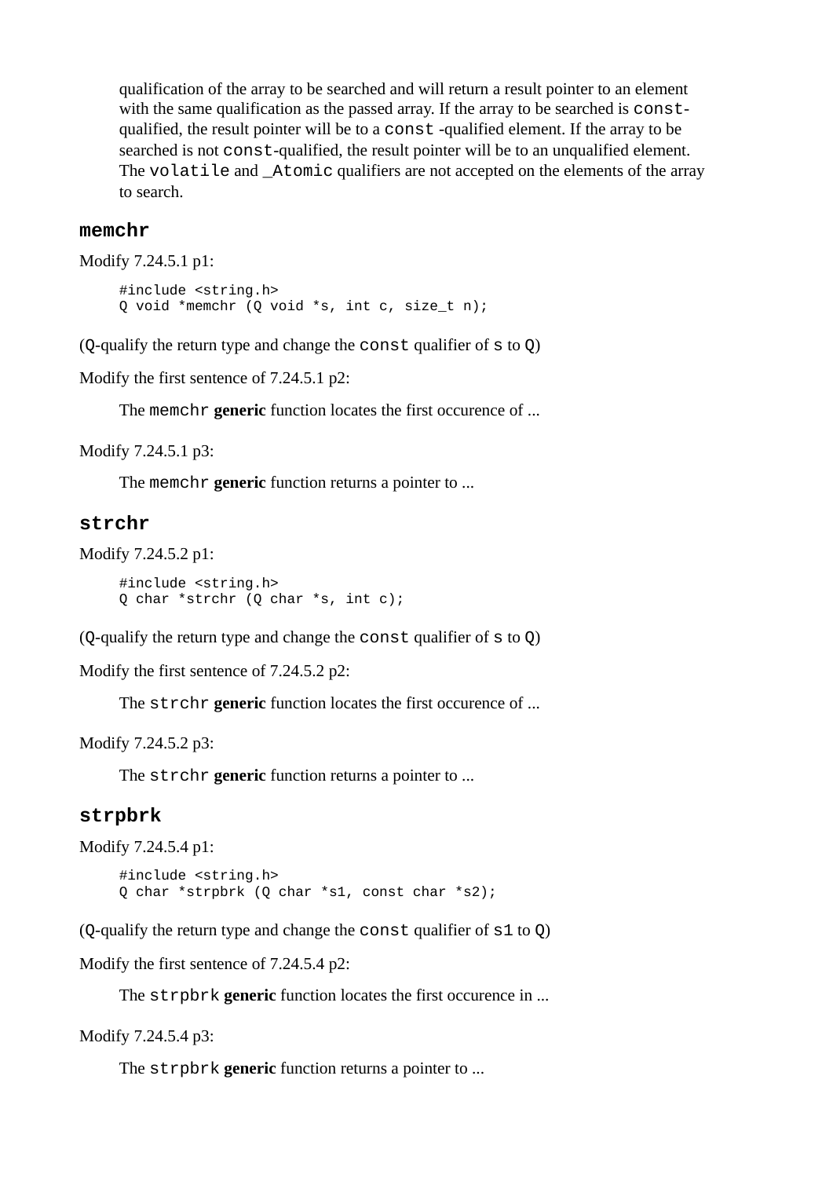qualification of the array to be searched and will return a result pointer to an element with the same qualification as the passed array. If the array to be searched is `const`-qualified, the result pointer will be to a `const` -qualified element. If the array to be searched is not `const`-qualified, the result pointer will be to an unqualified element. The `volatile` and `_Atomic` qualifiers are not accepted on the elements of the array to search.

### memchr

Modify 7.24.5.1 p1:

```
#include <string.h>
Q void *memchr (Q void *s, int c, size_t n);
```

(`Q`-qualify the return type and change the `const` qualifier of `s` to `Q`)

Modify the first sentence of 7.24.5.1 p2:

> The `memchr` **generic** function locates the first occurence of ...

Modify 7.24.5.1 p3:

> The `memchr` **generic** function returns a pointer to ...

### strchr

Modify 7.24.5.2 p1:

```
#include <string.h>
Q char *strchr (Q char *s, int c);
```

(`Q`-qualify the return type and change the `const` qualifier of `s` to `Q`)

Modify the first sentence of 7.24.5.2 p2:

> The `strchr` **generic** function locates the first occurence of ...

Modify 7.24.5.2 p3:

> The `strchr` **generic** function returns a pointer to ...

### strpbrk

Modify 7.24.5.4 p1:

```
#include <string.h>
Q char *strpbrk (Q char *s1, const char *s2);
```

(`Q`-qualify the return type and change the `const` qualifier of `s1` to `Q`)

Modify the first sentence of 7.24.5.4 p2:

> The `strpbrk` **generic** function locates the first occurence in ...

Modify 7.24.5.4 p3:

> The `strpbrk` **generic** function returns a pointer to ...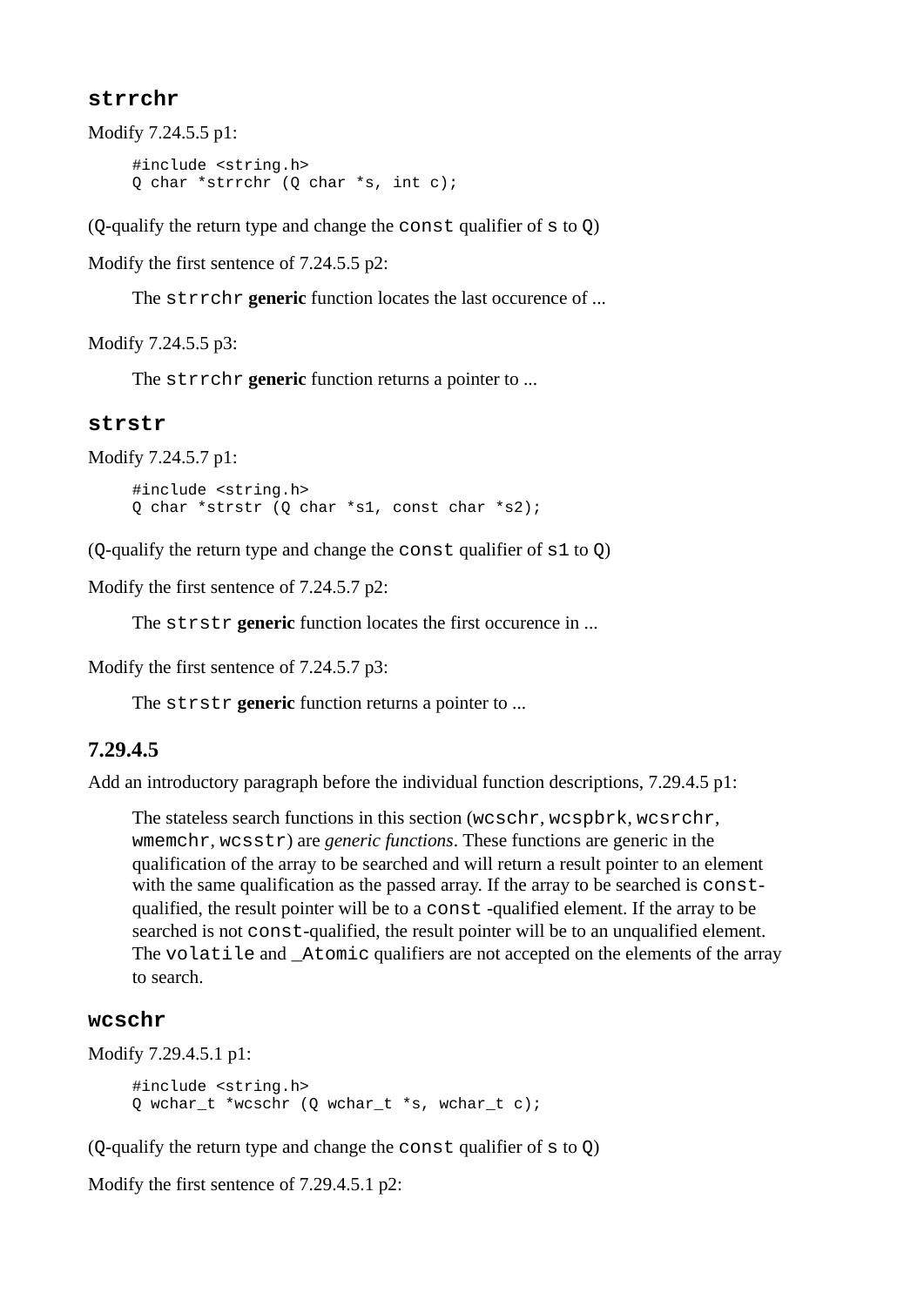### `strrchr`

Modify 7.24.5.5 p1:

```
#include <string.h>
Q char *strrchr (Q char *s, int c);
```

(`Q`-qualify the return type and change the `const` qualifier of `s` to `Q`)

Modify the first sentence of 7.24.5.5 p2:

> The `strrchr` **generic** function locates the last occurence of ...

Modify 7.24.5.5 p3:

> The `strrchr` **generic** function returns a pointer to ...

### `strstr`

Modify 7.24.5.7 p1:

```
#include <string.h>
Q char *strstr (Q char *s1, const char *s2);
```

(`Q`-qualify the return type and change the `const` qualifier of `s1` to `Q`)

Modify the first sentence of 7.24.5.7 p2:

> The `strstr` **generic** function locates the first occurence in ...

Modify the first sentence of 7.24.5.7 p3:

> The `strstr` **generic** function returns a pointer to ...

### 7.29.4.5

Add an introductory paragraph before the individual function descriptions, 7.29.4.5 p1:

> The stateless search functions in this section (`wcschr`, `wcspbrk`, `wcsrchr`, `wmemchr`, `wcsstr`) are *generic functions*. These functions are generic in the qualification of the array to be searched and will return a result pointer to an element with the same qualification as the passed array. If the array to be searched is `const`-qualified, the result pointer will be to a `const` -qualified element. If the array to be searched is not `const`-qualified, the result pointer will be to an unqualified element. The `volatile` and `_Atomic` qualifiers are not accepted on the elements of the array to search.

### `wcschr`

Modify 7.29.4.5.1 p1:

```
#include <string.h>
Q wchar_t *wcschr (Q wchar_t *s, wchar_t c);
```

(`Q`-qualify the return type and change the `const` qualifier of `s` to `Q`)

Modify the first sentence of 7.29.4.5.1 p2: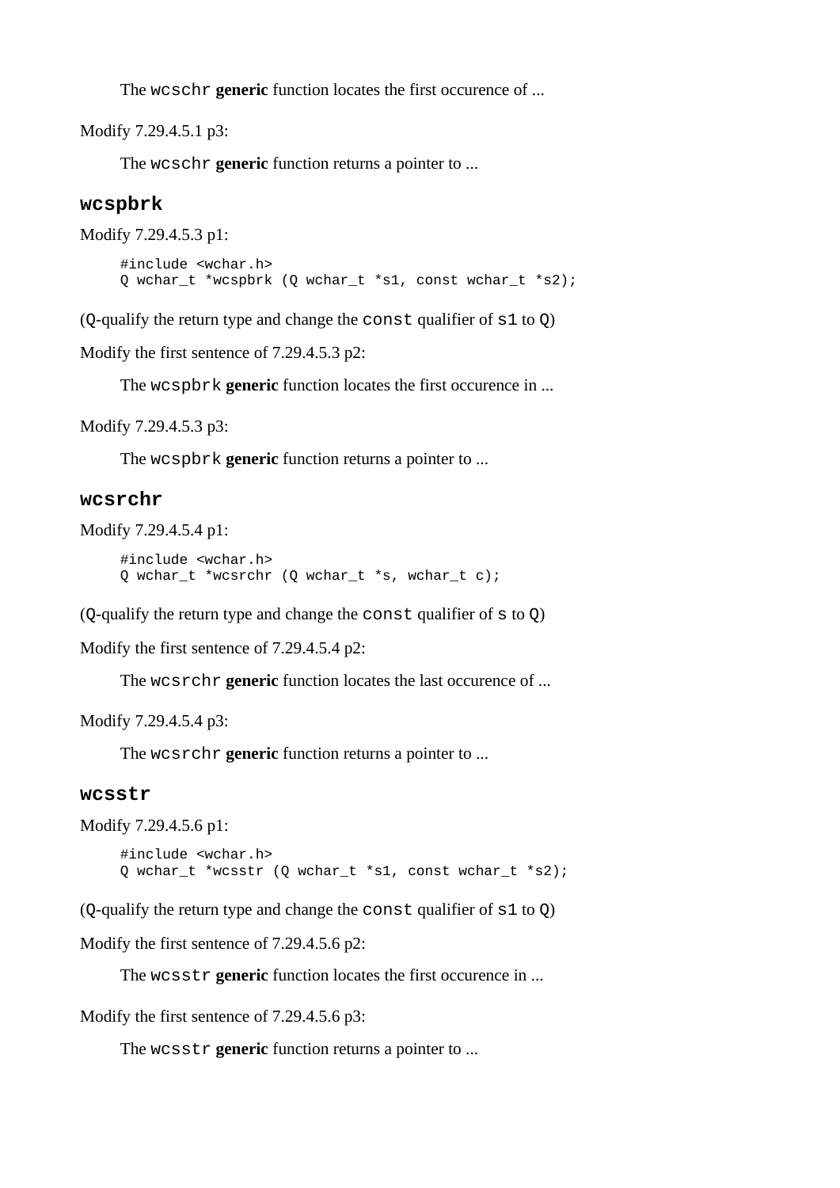> The `wcschr` **generic** function locates the first occurence of ...

Modify 7.29.4.5.1 p3:

> The `wcschr` **generic** function returns a pointer to ...

### wcspbrk

Modify 7.29.4.5.3 p1:

```
#include <wchar.h>
Q wchar_t *wcspbrk (Q wchar_t *s1, const wchar_t *s2);
```

(`Q`-qualify the return type and change the `const` qualifier of `s1` to `Q`)

Modify the first sentence of 7.29.4.5.3 p2:

> The `wcspbrk` **generic** function locates the first occurence in ...

Modify 7.29.4.5.3 p3:

> The `wcspbrk` **generic** function returns a pointer to ...

### wcsrchr

Modify 7.29.4.5.4 p1:

```
#include <wchar.h>
Q wchar_t *wcsrchr (Q wchar_t *s, wchar_t c);
```

(`Q`-qualify the return type and change the `const` qualifier of `s` to `Q`)

Modify the first sentence of 7.29.4.5.4 p2:

> The `wcsrchr` **generic** function locates the last occurence of ...

Modify 7.29.4.5.4 p3:

> The `wcsrchr` **generic** function returns a pointer to ...

### wcsstr

Modify 7.29.4.5.6 p1:

```
#include <wchar.h>
Q wchar_t *wcsstr (Q wchar_t *s1, const wchar_t *s2);
```

(`Q`-qualify the return type and change the `const` qualifier of `s1` to `Q`)

Modify the first sentence of 7.29.4.5.6 p2:

> The `wcsstr` **generic** function locates the first occurence in ...

Modify the first sentence of 7.29.4.5.6 p3:

> The `wcsstr` **generic** function returns a pointer to ...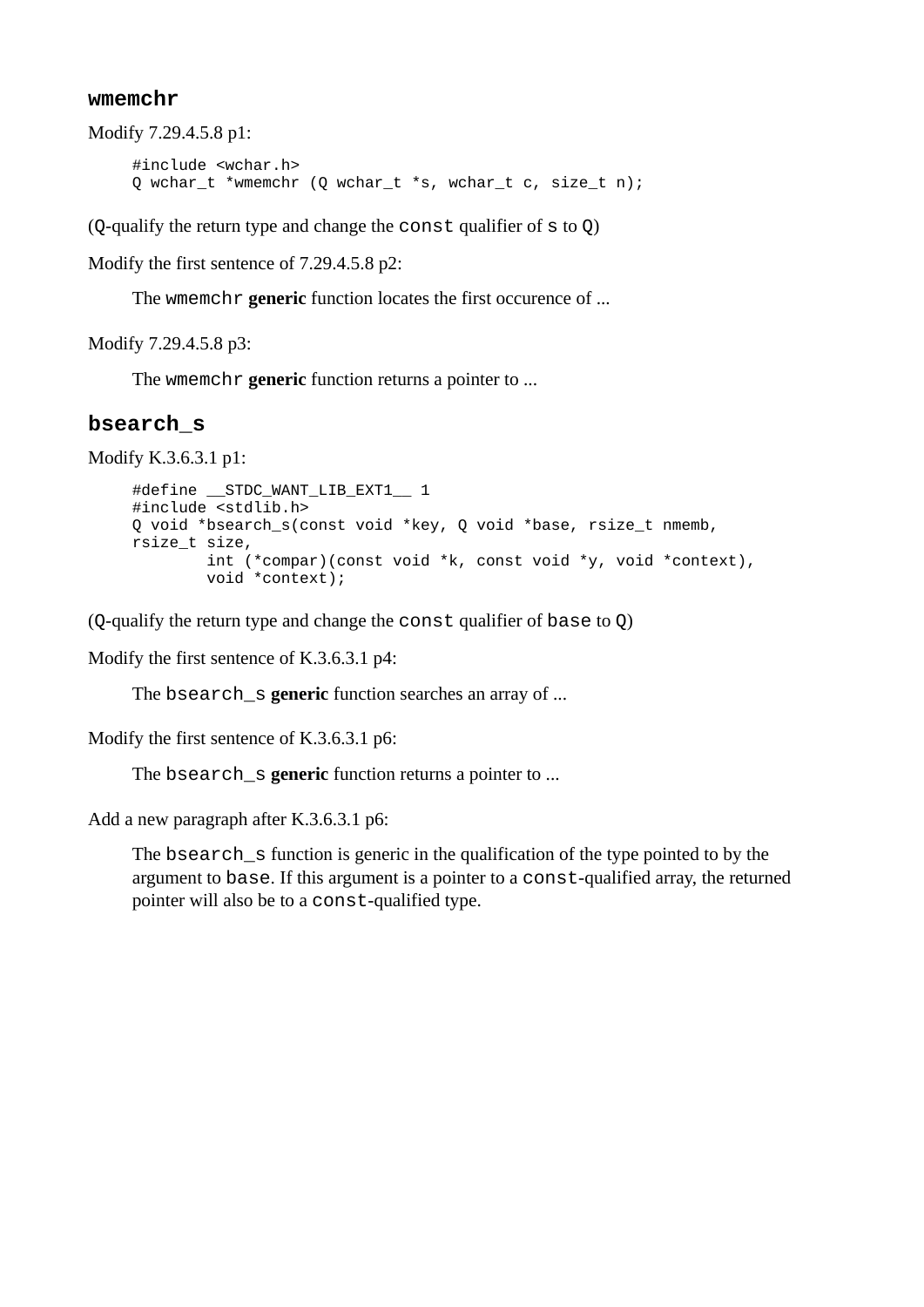## wmemchr

Modify 7.29.4.5.8 p1:

```
#include <wchar.h>
Q wchar_t *wmemchr (Q wchar_t *s, wchar_t c, size_t n);
```

(`Q`-qualify the return type and change the `const` qualifier of `s` to `Q`)

Modify the first sentence of 7.29.4.5.8 p2:

> The `wmemchr` **generic** function locates the first occurence of ...

Modify 7.29.4.5.8 p3:

> The `wmemchr` **generic** function returns a pointer to ...

## bsearch_s

Modify K.3.6.3.1 p1:

```
#define __STDC_WANT_LIB_EXT1__ 1
#include <stdlib.h>
Q void *bsearch_s(const void *key, Q void *base, rsize_t nmemb,
rsize_t size,
        int (*compar)(const void *k, const void *y, void *context),
        void *context);
```

(`Q`-qualify the return type and change the `const` qualifier of `base` to `Q`)

Modify the first sentence of K.3.6.3.1 p4:

> The `bsearch_s` **generic** function searches an array of ...

Modify the first sentence of K.3.6.3.1 p6:

> The `bsearch_s` **generic** function returns a pointer to ...

Add a new paragraph after K.3.6.3.1 p6:

> The `bsearch_s` function is generic in the qualification of the type pointed to by the argument to `base`. If this argument is a pointer to a `const`-qualified array, the returned pointer will also be to a `const`-qualified type.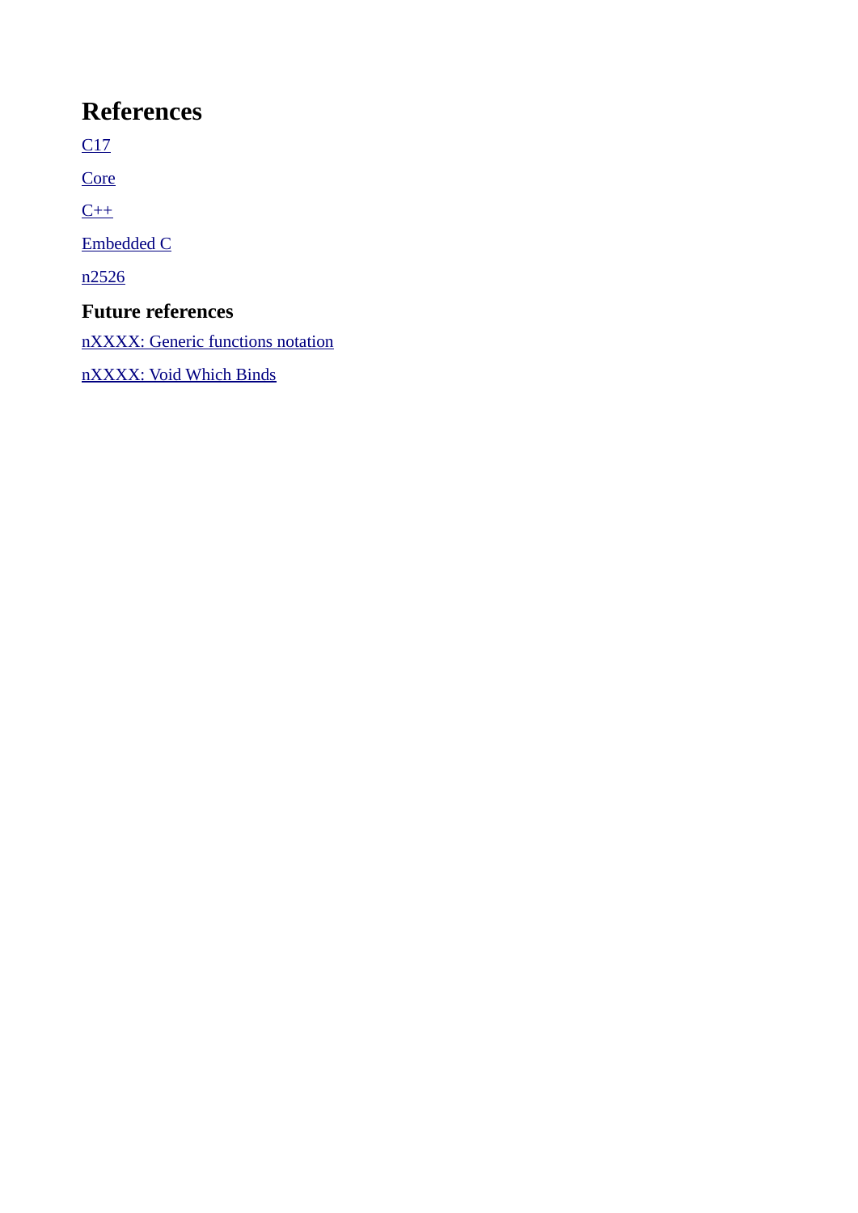## References

C17

Core

C++

Embedded C

n2526

### Future references

nXXXX: Generic functions notation

nXXXX: Void Which Binds